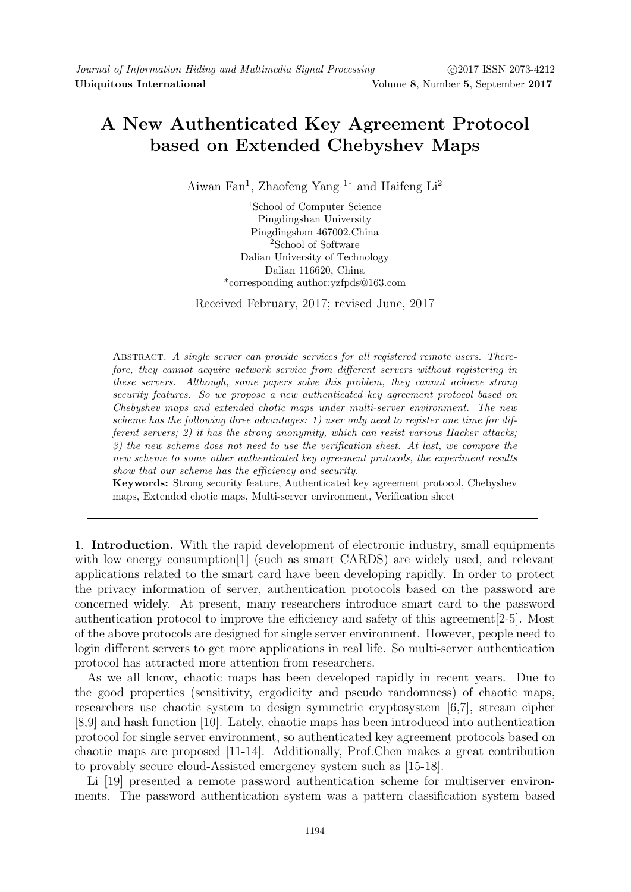# A New Authenticated Key Agreement Protocol based on Extended Chebyshev Maps

Aiwan Fan[1], Zhaofeng Yang [1*] and Haifeng Li[2]

[1]School of Computer Science
Pingdingshan University
Pingdingshan 467002,China
[2]School of Software
Dalian University of Technology
Dalian 116620, China
*corresponding author:yzfpds@163.com

Received February, 2017; revised June, 2017

Abstract. *A single server can provide services for all registered remote users. Therefore, they cannot acquire network service from different servers without registering in these servers. Although, some papers solve this problem, they cannot achieve strong security features. So we propose a new authenticated key agreement protocol based on Chebyshev maps and extended chotic maps under multi-server environment. The new scheme has the following three advantages: 1) user only need to register one time for different servers; 2) it has the strong anonymity, which can resist various Hacker attacks; 3) the new scheme does not need to use the verification sheet. At last, we compare the new scheme to some other authenticated key agreement protocols, the experiment results show that our scheme has the efficiency and security.*

**Keywords:** Strong security feature, Authenticated key agreement protocol, Chebyshev maps, Extended chotic maps, Multi-server environment, Verification sheet

1. **Introduction.** With the rapid development of electronic industry, small equipments with low energy consumption[1] (such as smart CARDS) are widely used, and relevant applications related to the smart card have been developing rapidly. In order to protect the privacy information of server, authentication protocols based on the password are concerned widely. At present, many researchers introduce smart card to the password authentication protocol to improve the efficiency and safety of this agreement[2-5]. Most of the above protocols are designed for single server environment. However, people need to login different servers to get more applications in real life. So multi-server authentication protocol has attracted more attention from researchers.

As we all know, chaotic maps has been developed rapidly in recent years. Due to the good properties (sensitivity, ergodicity and pseudo randomness) of chaotic maps, researchers use chaotic system to design symmetric cryptosystem [6,7], stream cipher [8,9] and hash function [10]. Lately, chaotic maps has been introduced into authentication protocol for single server environment, so authenticated key agreement protocols based on chaotic maps are proposed [11-14]. Additionally, Prof.Chen makes a great contribution to provably secure cloud-Assisted emergency system such as [15-18].

Li [19] presented a remote password authentication scheme for multiserver environments. The password authentication system was a pattern classification system based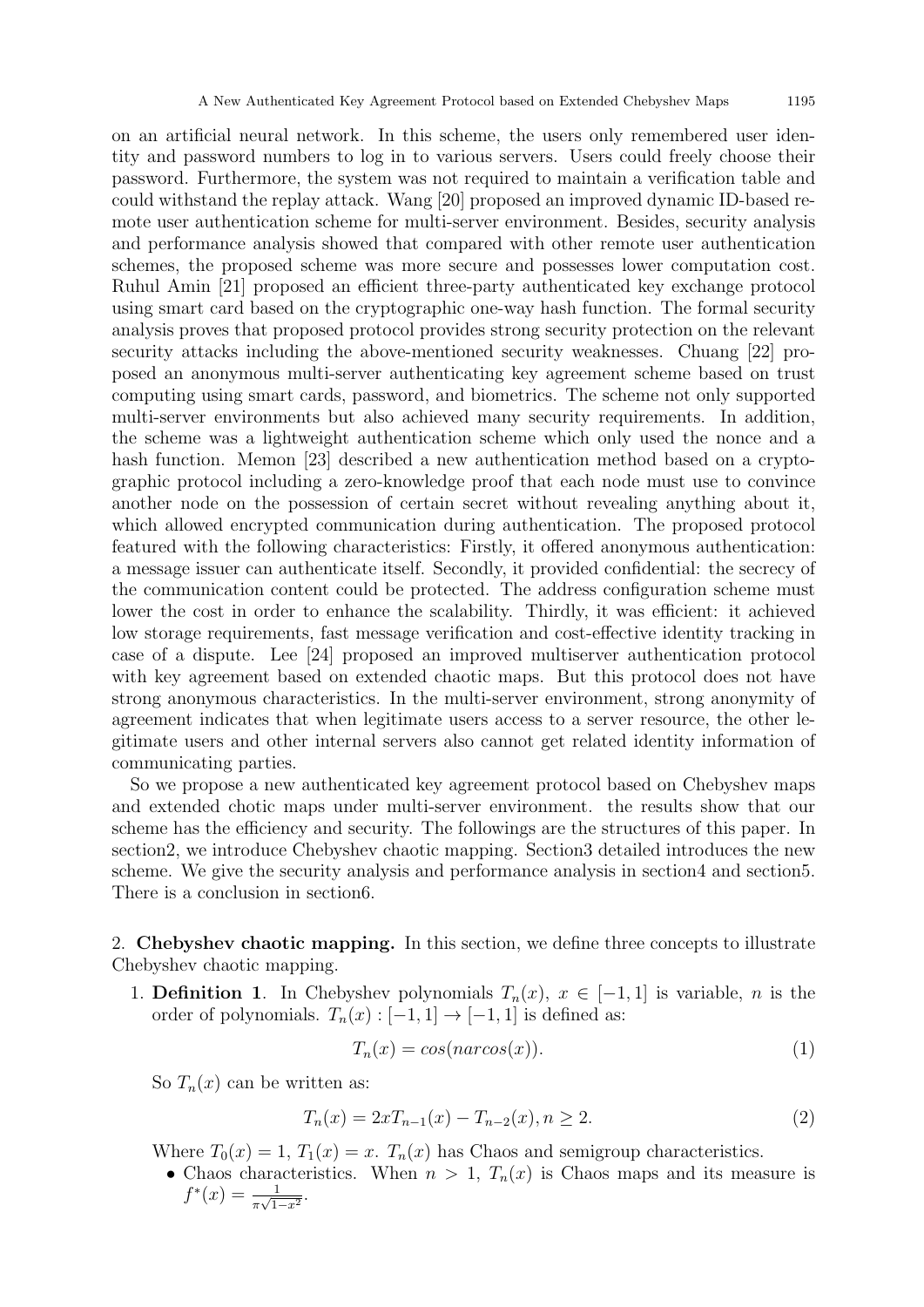on an artificial neural network. In this scheme, the users only remembered user identity and password numbers to log in to various servers. Users could freely choose their password. Furthermore, the system was not required to maintain a verification table and could withstand the replay attack. Wang [20] proposed an improved dynamic ID-based remote user authentication scheme for multi-server environment. Besides, security analysis and performance analysis showed that compared with other remote user authentication schemes, the proposed scheme was more secure and possesses lower computation cost. Ruhul Amin [21] proposed an efficient three-party authenticated key exchange protocol using smart card based on the cryptographic one-way hash function. The formal security analysis proves that proposed protocol provides strong security protection on the relevant security attacks including the above-mentioned security weaknesses. Chuang [22] proposed an anonymous multi-server authenticating key agreement scheme based on trust computing using smart cards, password, and biometrics. The scheme not only supported multi-server environments but also achieved many security requirements. In addition, the scheme was a lightweight authentication scheme which only used the nonce and a hash function. Memon [23] described a new authentication method based on a cryptographic protocol including a zero-knowledge proof that each node must use to convince another node on the possession of certain secret without revealing anything about it, which allowed encrypted communication during authentication. The proposed protocol featured with the following characteristics: Firstly, it offered anonymous authentication: a message issuer can authenticate itself. Secondly, it provided confidential: the secrecy of the communication content could be protected. The address configuration scheme must lower the cost in order to enhance the scalability. Thirdly, it was efficient: it achieved low storage requirements, fast message verification and cost-effective identity tracking in case of a dispute. Lee [24] proposed an improved multiserver authentication protocol with key agreement based on extended chaotic maps. But this protocol does not have strong anonymous characteristics. In the multi-server environment, strong anonymity of agreement indicates that when legitimate users access to a server resource, the other legitimate users and other internal servers also cannot get related identity information of communicating parties.

So we propose a new authenticated key agreement protocol based on Chebyshev maps and extended chotic maps under multi-server environment. the results show that our scheme has the efficiency and security. The followings are the structures of this paper. In section2, we introduce Chebyshev chaotic mapping. Section3 detailed introduces the new scheme. We give the security analysis and performance analysis in section4 and section5. There is a conclusion in section6.

## 2. **Chebyshev chaotic mapping.**

In this section, we define three concepts to illustrate Chebyshev chaotic mapping.

1. **Definition 1**. In Chebyshev polynomials $T_n(x)$, $x \in [-1, 1]$ is variable, $n$ is the order of polynomials. $T_n(x) : [-1, 1] \to [-1, 1]$ is defined as:

$$T_n(x) = cos(narcos(x)). \tag{1}$$

So $T_n(x)$ can be written as:

$$T_n(x) = 2xT_{n-1}(x) - T_{n-2}(x), n \geq 2. \tag{2}$$

Where $T_0(x) = 1$, $T_1(x) = x$. $T_n(x)$ has Chaos and semigroup characteristics.

- Chaos characteristics. When $n > 1$, $T_n(x)$ is Chaos maps and its measure is $f^*(x) = \frac{1}{\pi\sqrt{1-x^2}}$.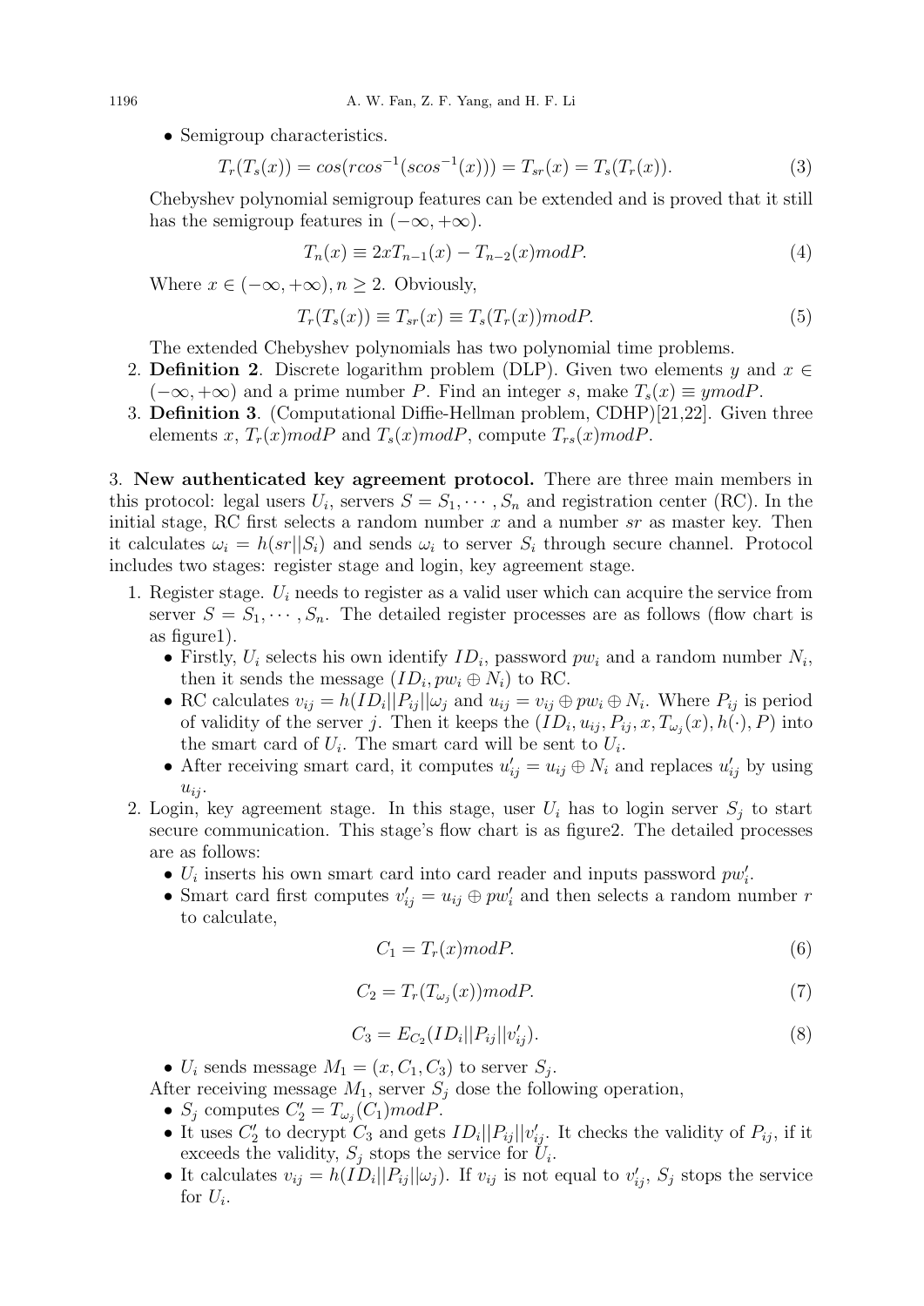- Semigroup characteristics.

$$T_r(T_s(x)) = cos(rcos^{-1}(scos^{-1}(x))) = T_{sr}(x) = T_s(T_r(x)). \quad (3)$$

Chebyshev polynomial semigroup features can be extended and is proved that it still has the semigroup features in $(-\infty, +\infty)$.

$$T_n(x) \equiv 2xT_{n-1}(x) - T_{n-2}(x) mod P. \quad (4)$$

Where $x \in (-\infty, +\infty), n \geq 2$. Obviously,

$$T_r(T_s(x)) \equiv T_{sr}(x) \equiv T_s(T_r(x)) mod P. \quad (5)$$

The extended Chebyshev polynomials has two polynomial time problems.

2. **Definition 2**. Discrete logarithm problem (DLP). Given two elements $y$ and $x \in (-\infty, +\infty)$ and a prime number $P$. Find an integer $s$, make $T_s(x) \equiv y mod P$.
3. **Definition 3**. (Computational Diffie-Hellman problem, CDHP)[21,22]. Given three elements $x$, $T_r(x) mod P$ and $T_s(x) mod P$, compute $T_{rs}(x) mod P$.

3. **New authenticated key agreement protocol.** There are three main members in this protocol: legal users $U_i$, servers $S = S_1, \cdots, S_n$ and registration center (RC). In the initial stage, RC first selects a random number $x$ and a number $sr$ as master key. Then it calculates $\omega_i = h(sr||S_i)$ and sends $\omega_i$ to server $S_i$ through secure channel. Protocol includes two stages: register stage and login, key agreement stage.

1. Register stage. $U_i$ needs to register as a valid user which can acquire the service from server $S = S_1, \cdots, S_n$. The detailed register processes are as follows (flow chart is as figure1).
   - Firstly, $U_i$ selects his own identify $ID_i$, password $pw_i$ and a random number $N_i$, then it sends the message $(ID_i, pw_i \oplus N_i)$ to RC.
   - RC calculates $v_{ij} = h(ID_i||P_{ij}||\omega_j$ and $u_{ij} = v_{ij} \oplus pw_i \oplus N_i$. Where $P_{ij}$ is period of validity of the server $j$. Then it keeps the $(ID_i, u_{ij}, P_{ij}, x, T_{\omega_j}(x), h(\cdot), P)$ into the smart card of $U_i$. The smart card will be sent to $U_i$.
   - After receiving smart card, it computes $u'_{ij} = u_{ij} \oplus N_i$ and replaces $u'_{ij}$ by using $u_{ij}$.
2. Login, key agreement stage. In this stage, user $U_i$ has to login server $S_j$ to start secure communication. This stage's flow chart is as figure2. The detailed processes are as follows:
   - $U_i$ inserts his own smart card into card reader and inputs password $pw'_i$.
   - Smart card first computes $v'_{ij} = u_{ij} \oplus pw'_i$ and then selects a random number $r$ to calculate,

$$C_1 = T_r(x) mod P. \quad (6)$$

$$C_2 = T_r(T_{\omega_j}(x)) mod P. \quad (7)$$

$$C_3 = E_{C_2}(ID_i||P_{ij}||v'_{ij}). \quad (8)$$

   - $U_i$ sends message $M_1 = (x, C_1, C_3)$ to server $S_j$.

   After receiving message $M_1$, server $S_j$ dose the following operation,

   - $S_j$ computes $C'_2 = T_{\omega_j}(C_1) mod P$.
   - It uses $C'_2$ to decrypt $C_3$ and gets $ID_i||P_{ij}||v'_{ij}$. It checks the validity of $P_{ij}$, if it exceeds the validity, $S_j$ stops the service for $U_i$.
   - It calculates $v_{ij} = h(ID_i||P_{ij}||\omega_j)$. If $v_{ij}$ is not equal to $v'_{ij}$, $S_j$ stops the service for $U_i$.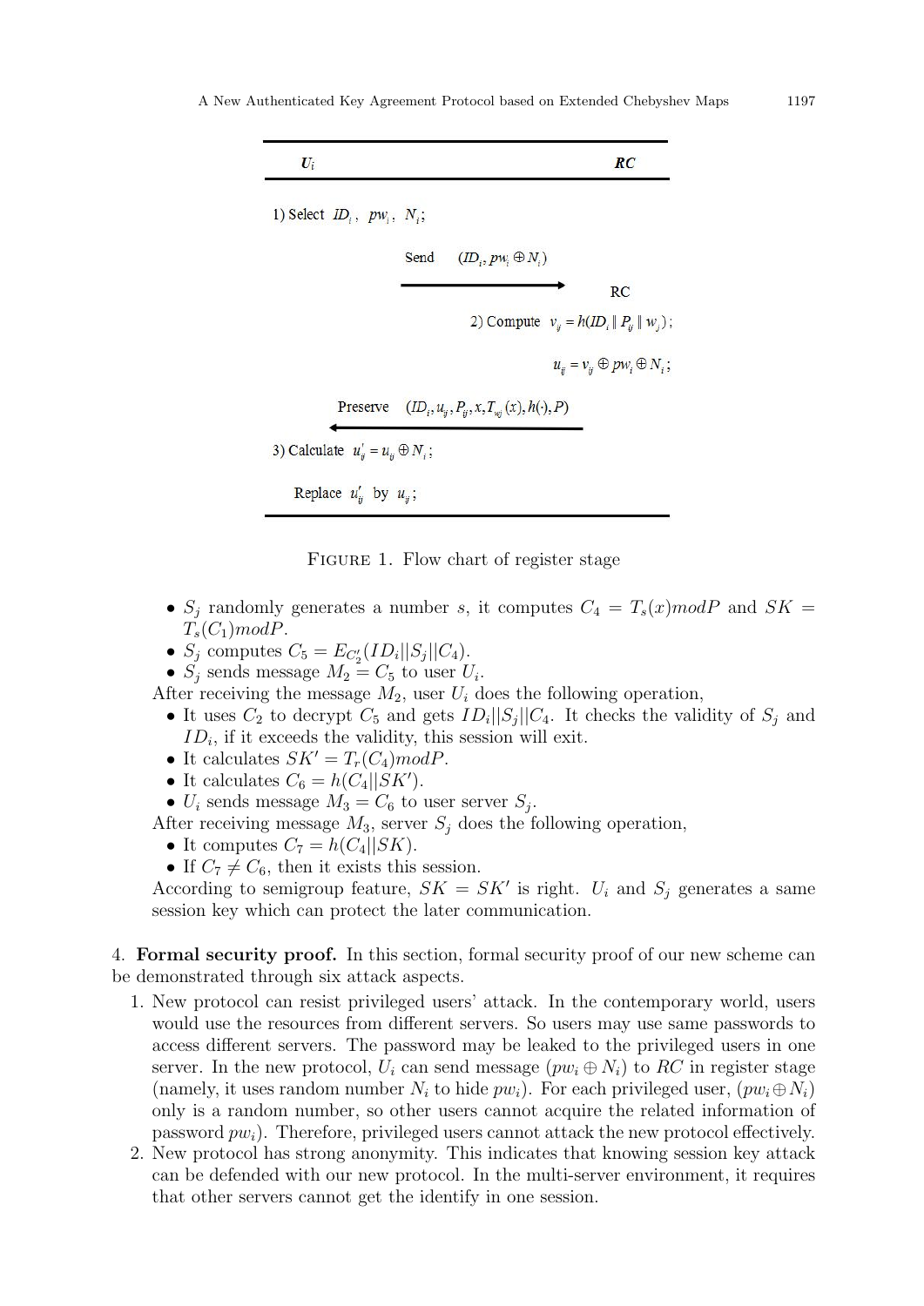| $U_i$ | | $RC$ |
|---|---|---|
| 1) Select $ID_i$, $pw_i$, $N_i$; | | |
| | Send $(ID_i, pw_i \oplus N_i)$ → | |
| | | RC |
| | | 2) Compute $v_{ij} = h(ID_i \| P_{ij} \| w_j)$; |
| | | $u_{ij} = v_{ij} \oplus pw_i \oplus N_i$; |
| | ← Preserve $(ID_i, u_{ij}, P_{ij}, x, T_{w_j}(x), h(\cdot), P)$ | |
| 3) Calculate $u'_{ij} = u_{ij} \oplus N_i$; | | |
| Replace $u'_{ij}$ by $u_{ij}$; | | |

FIGURE 1. Flow chart of register stage

- $S_j$ randomly generates a number $s$, it computes $C_4 = T_s(x) mod P$ and $SK = T_s(C_1) mod P$.
- $S_j$ computes $C_5 = E_{C'_2}(ID_i||S_j||C_4)$.
- $S_j$ sends message $M_2 = C_5$ to user $U_i$.

After receiving the message $M_2$, user $U_i$ does the following operation,

- It uses $C_2$ to decrypt $C_5$ and gets $ID_i||S_j||C_4$. It checks the validity of $S_j$ and $ID_i$, if it exceeds the validity, this session will exit.
- It calculates $SK' = T_r(C_4) mod P$.
- It calculates $C_6 = h(C_4||SK')$.
- $U_i$ sends message $M_3 = C_6$ to user server $S_j$.

After receiving message $M_3$, server $S_j$ does the following operation,

- It computes $C_7 = h(C_4||SK)$.
- If $C_7 \neq C_6$, then it exists this session.

According to semigroup feature, $SK = SK'$ is right. $U_i$ and $S_j$ generates a same session key which can protect the later communication.

4. **Formal security proof.** In this section, formal security proof of our new scheme can be demonstrated through six attack aspects.

1. New protocol can resist privileged users' attack. In the contemporary world, users would use the resources from different servers. So users may use same passwords to access different servers. The password may be leaked to the privileged users in one server. In the new protocol, $U_i$ can send message $(pw_i \oplus N_i)$ to $RC$ in register stage (namely, it uses random number $N_i$ to hide $pw_i$). For each privileged user, $(pw_i \oplus N_i)$ only is a random number, so other users cannot acquire the related information of password $pw_i$). Therefore, privileged users cannot attack the new protocol effectively.
2. New protocol has strong anonymity. This indicates that knowing session key attack can be defended with our new protocol. In the multi-server environment, it requires that other servers cannot get the identify in one session.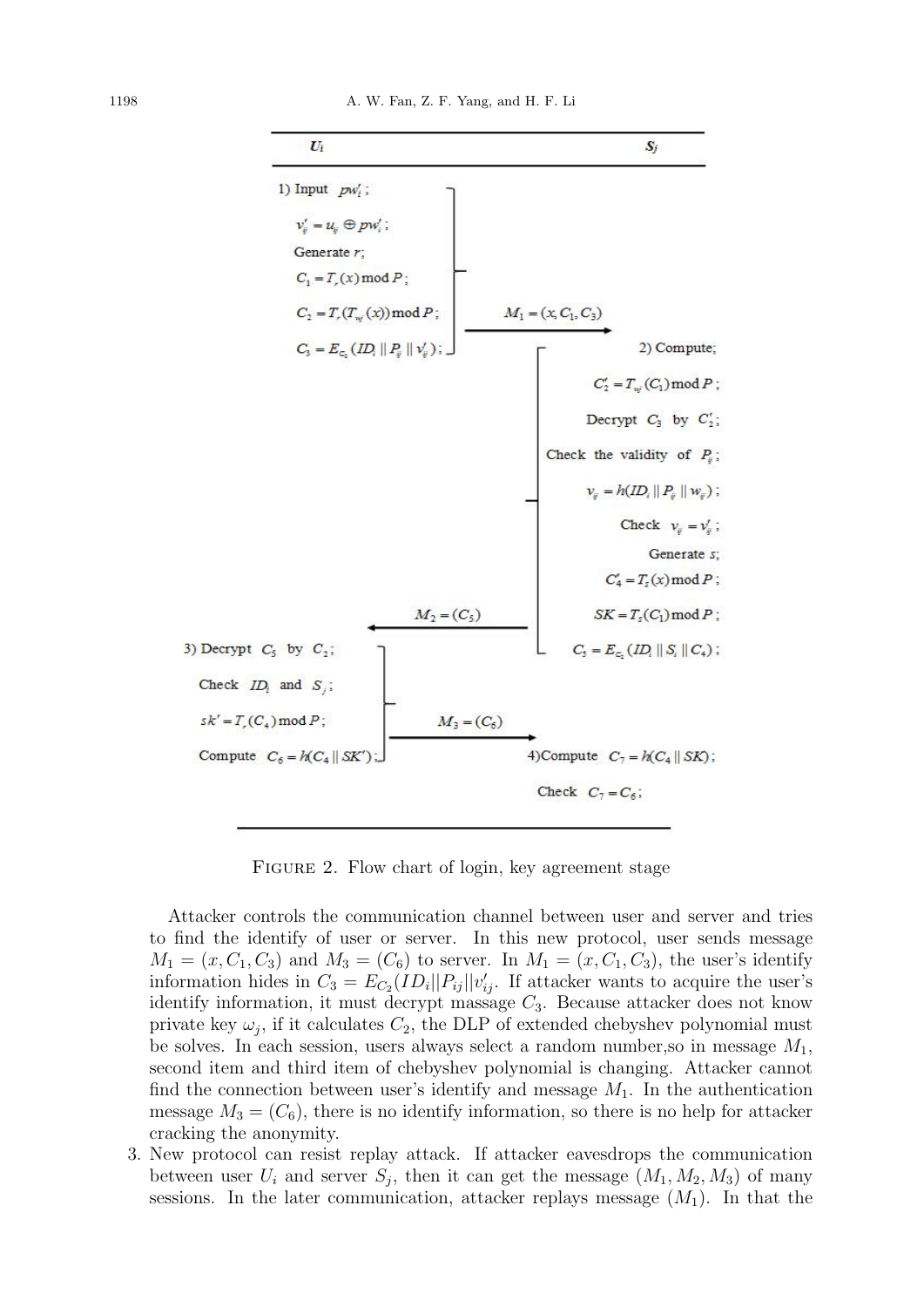| $U_i$ | | $S_j$ |
|---|---|---|
| 1) Input $pw_i'$; $v_{ij}' = u_{ij} \oplus pw_i'$; Generate $r$; $C_1 = T_r(x) \bmod P$; $C_2 = T_r(T_{w_j}(x)) \bmod P$; $C_3 = E_{C_2}(ID_i \| P_{ij} \| v_{ij}')$; | $M_1 = (x, C_1, C_3)$ → | |
| | | 2) Compute; $C_2' = T_{w_j}(C_1) \bmod P$; Decrypt $C_3$ by $C_2'$; Check the validity of $P_{ij}$; $v_{ij} = h(ID_i \| P_{ij} \| w_{ij})$; Check $v_{ij} = v_{ij}'$; Generate $s$; $C_4 = T_s(x) \bmod P$; $SK = T_s(C_1) \bmod P$; $C_5 = E_{C_2}(ID_i \| S_i \| C_4)$; |
| | ← $M_2 = (C_5)$ | |
| 3) Decrypt $C_5$ by $C_2$; Check $ID_i$ and $S_j$; $sk' = T_r(C_4) \bmod P$; Compute $C_6 = h(C_4 \| SK')$; | $M_3 = (C_6)$ → | |
| | | 4) Compute $C_7 = h(C_4 \| SK)$; Check $C_7 = C_6$; |

Figure 2. Flow chart of login, key agreement stage

Attacker controls the communication channel between user and server and tries to find the identify of user or server. In this new protocol, user sends message $M_1 = (x, C_1, C_3)$ and $M_3 = (C_6)$ to server. In $M_1 = (x, C_1, C_3)$, the user's identify information hides in $C_3 = E_{C_2}(ID_i||P_{ij}||v_{ij}'$. If attacker wants to acquire the user's identify information, it must decrypt massage $C_3$. Because attacker does not know private key $\omega_j$, if it calculates $C_2$, the DLP of extended chebyshev polynomial must be solves. In each session, users always select a random number,so in message $M_1$, second item and third item of chebyshev polynomial is changing. Attacker cannot find the connection between user's identify and message $M_1$. In the authentication message $M_3 = (C_6)$, there is no identify information, so there is no help for attacker cracking the anonymity.

3. New protocol can resist replay attack. If attacker eavesdrops the communication between user $U_i$ and server $S_j$, then it can get the message $(M_1, M_2, M_3)$ of many sessions. In the later communication, attacker replays message $(M_1)$. In that the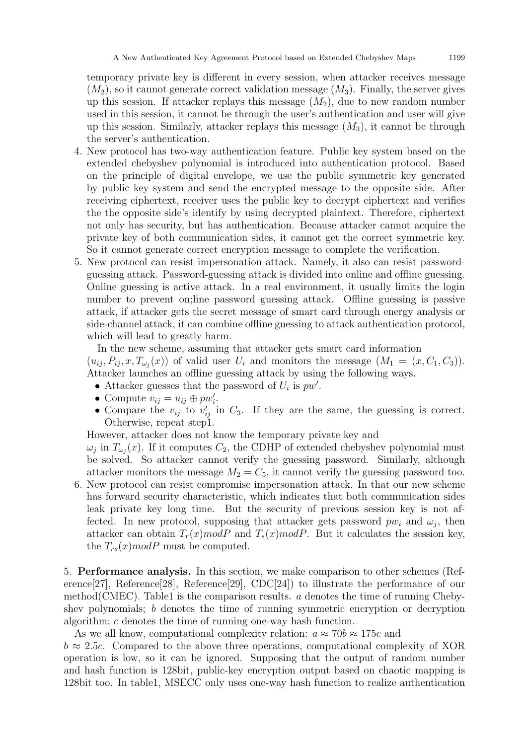temporary private key is different in every session, when attacker receives message $(M_2)$, so it cannot generate correct validation message $(M_3)$. Finally, the server gives up this session. If attacker replays this message $(M_2)$, due to new random number used in this session, it cannot be through the user's authentication and user will give up this session. Similarly, attacker replays this message $(M_3)$, it cannot be through the server's authentication.

4. New protocol has two-way authentication feature. Public key system based on the extended chebyshev polynomial is introduced into authentication protocol. Based on the principle of digital envelope, we use the public symmetric key generated by public key system and send the encrypted message to the opposite side. After receiving ciphertext, receiver uses the public key to decrypt ciphertext and verifies the the opposite side's identify by using decrypted plaintext. Therefore, ciphertext not only has security, but has authentication. Because attacker cannot acquire the private key of both communication sides, it cannot get the correct symmetric key. So it cannot generate correct encryption message to complete the verification.
5. New protocol can resist impersonation attack. Namely, it also can resist password-guessing attack. Password-guessing attack is divided into online and offline guessing. Online guessing is active attack. In a real environment, it usually limits the login number to prevent on;line password guessing attack. Offline guessing is passive attack, if attacker gets the secret message of smart card through energy analysis or side-channel attack, it can combine offline guessing to attack authentication protocol, which will lead to greatly harm.

   In the new scheme, assuming that attacker gets smart card information $(u_{ij}, P_{ij}, x, T_{\omega_j}(x))$ of valid user $U_i$ and monitors the message $(M_1 = (x, C_1, C_3))$. Attacker launches an offline guessing attack by using the following ways.
   - Attacker guesses that the password of $U_i$ is $pw'$.
   - Compute $v_{ij} = u_{ij} \oplus pw'_i$.
   - Compare the $v_{ij}$ to $v'_{ij}$ in $C_3$. If they are the same, the guessing is correct. Otherwise, repeat step1.

   However, attacker does not know the temporary private key and $\omega_j$ in $T_{\omega_j}(x)$. If it computes $C_2$, the CDHP of extended chebyshev polynomial must be solved. So attacker cannot verify the guessing password. Similarly, although attacker monitors the message $M_2 = C_5$, it cannot verify the guessing password too.
6. New protocol can resist compromise impersonation attack. In that our new scheme has forward security characteristic, which indicates that both communication sides leak private key long time. But the security of previous session key is not affected. In new protocol, supposing that attacker gets password $pw_i$ and $\omega_j$, then attacker can obtain $T_r(x) mod P$ and $T_s(x) mod P$. But it calculates the session key, the $T_{rs}(x) mod P$ must be computed.

5. **Performance analysis.** In this section, we make comparison to other schemes (Reference[27], Reference[28], Reference[29], CDC[24]) to illustrate the performance of our method(CMEC). Table1 is the comparison results. $a$ denotes the time of running Chebyshev polynomials; $b$ denotes the time of running symmetric encryption or decryption algorithm; $c$ denotes the time of running one-way hash function.

As we all know, computational complexity relation: $a \approx 70b \approx 175c$ and $b \approx 2.5c$. Compared to the above three operations, computational complexity of XOR operation is low, so it can be ignored. Supposing that the output of random number and hash function is 128bit, public-key encryption output based on chaotic mapping is 128bit too. In table1, MSECC only uses one-way hash function to realize authentication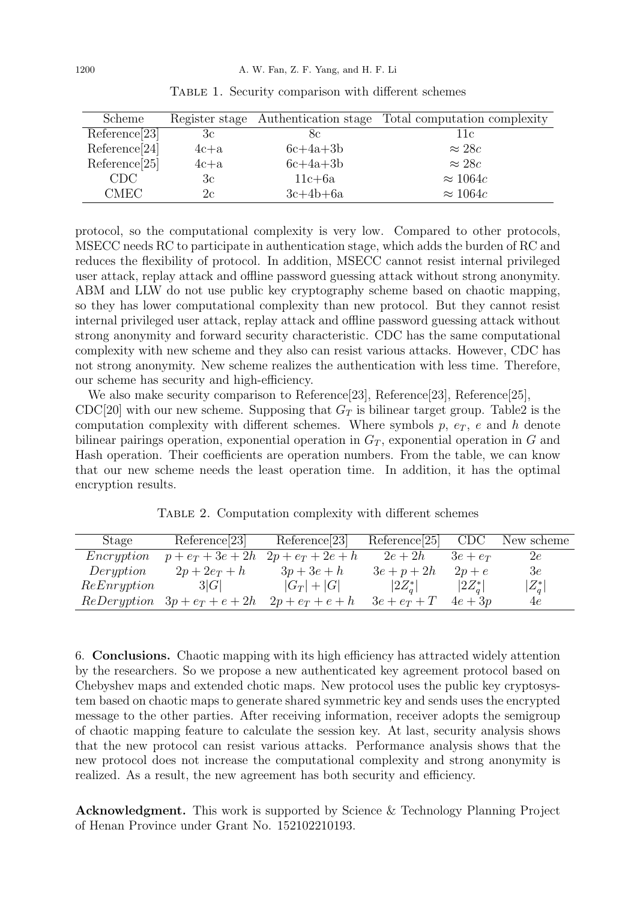Table 1. Security comparison with different schemes

| Scheme | Register stage | Authentication stage | Total computation complexity |
|---|---|---|---|
| Reference[23] | 3c | 8c | 11c |
| Reference[24] | 4c+a | 6c+4a+3b | $\approx 28c$ |
| Reference[25] | 4c+a | 6c+4a+3b | $\approx 28c$ |
| CDC | 3c | 11c+6a | $\approx 1064c$ |
| CMEC | 2c | 3c+4b+6a | $\approx 1064c$ |

protocol, so the computational complexity is very low. Compared to other protocols, MSECC needs RC to participate in authentication stage, which adds the burden of RC and reduces the flexibility of protocol. In addition, MSECC cannot resist internal privileged user attack, replay attack and offline password guessing attack without strong anonymity. ABM and LLW do not use public key cryptography scheme based on chaotic mapping, so they has lower computational complexity than new protocol. But they cannot resist internal privileged user attack, replay attack and offline password guessing attack without strong anonymity and forward security characteristic. CDC has the same computational complexity with new scheme and they also can resist various attacks. However, CDC has not strong anonymity. New scheme realizes the authentication with less time. Therefore, our scheme has security and high-efficiency.

We also make security comparison to Reference[23], Reference[23], Reference[25], CDC[20] with our new scheme. Supposing that $G_T$ is bilinear target group. Table2 is the computation complexity with different schemes. Where symbols $p$, $e_T$, $e$ and $h$ denote bilinear pairings operation, exponential operation in $G_T$, exponential operation in $G$ and Hash operation. Their coefficients are operation numbers. From the table, we can know that our new scheme needs the least operation time. In addition, it has the optimal encryption results.

Table 2. Computation complexity with different schemes

| Stage | Reference[23] | Reference[23] | Reference[25] | CDC | New scheme |
|---|---|---|---|---|---|
| *Encryption* | $p + e_T + 3e + 2h$ | $2p + e_T + 2e + h$ | $2e + 2h$ | $3e + e_T$ | $2e$ |
| *Deryption* | $2p + 2e_T + h$ | $3p + 3e + h$ | $3e + p + 2h$ | $2p + e$ | $3e$ |
| *ReEnryption* | $3\|G\|$ | $\|G_T\| + \|G\|$ | $\|2Z_q^*\|$ | $\|2Z_q^*\|$ | $\|Z_q^*\|$ |
| *ReDeryption* | $3p + e_T + e + 2h$ | $2p + e_T + e + h$ | $3e + e_T + T$ | $4e + 3p$ | $4e$ |

6. **Conclusions.** Chaotic mapping with its high efficiency has attracted widely attention by the researchers. So we propose a new authenticated key agreement protocol based on Chebyshev maps and extended chotic maps. New protocol uses the public key cryptosystem based on chaotic maps to generate shared symmetric key and sends uses the encrypted message to the other parties. After receiving information, receiver adopts the semigroup of chaotic mapping feature to calculate the session key. At last, security analysis shows that the new protocol can resist various attacks. Performance analysis shows that the new protocol does not increase the computational complexity and strong anonymity is realized. As a result, the new agreement has both security and efficiency.

**Acknowledgment.** This work is supported by Science & Technology Planning Project of Henan Province under Grant No. 152102210193.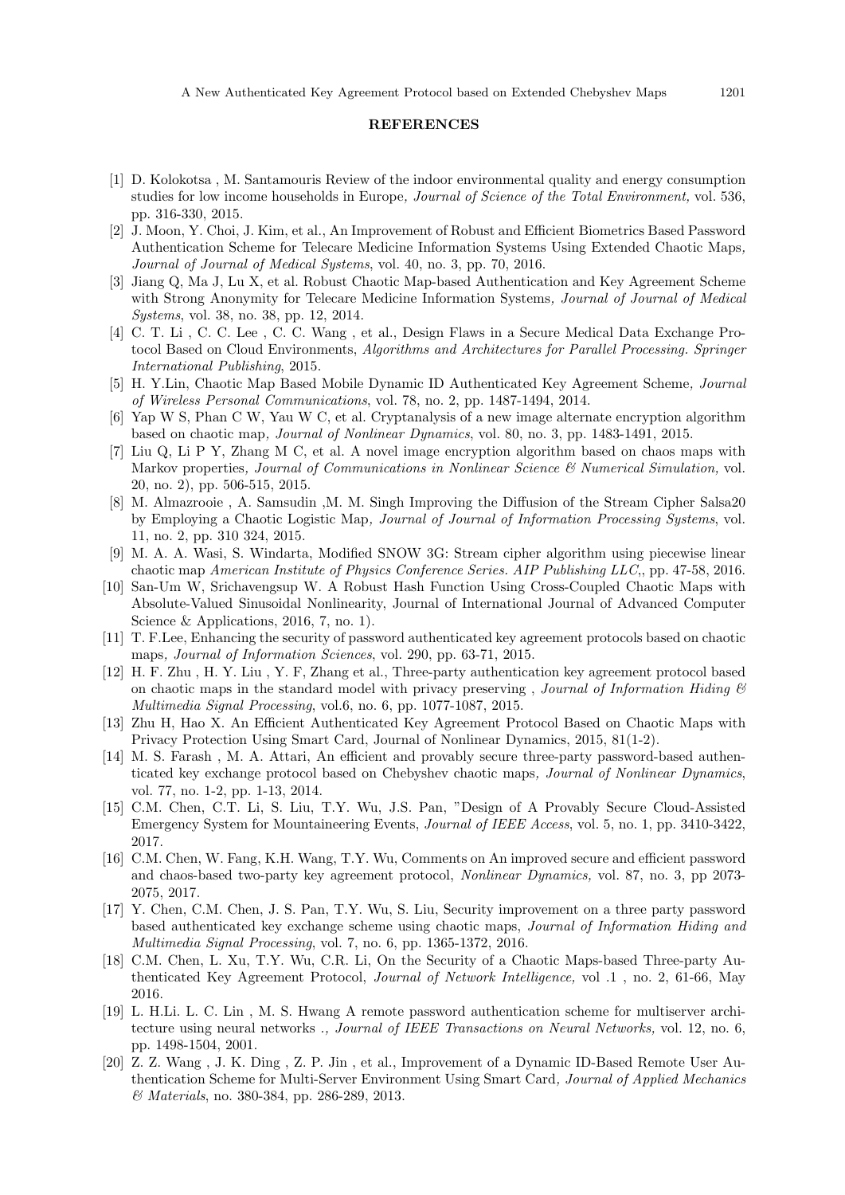## REFERENCES

[1] D. Kolokotsa , M. Santamouris Review of the indoor environmental quality and energy consumption studies for low income households in Europe*, Journal of Science of the Total Environment,* vol. 536, pp. 316-330, 2015.

[2] J. Moon, Y. Choi, J. Kim, et al., An Improvement of Robust and Efficient Biometrics Based Password Authentication Scheme for Telecare Medicine Information Systems Using Extended Chaotic Maps*, Journal of Journal of Medical Systems*, vol. 40, no. 3, pp. 70, 2016.

[3] Jiang Q, Ma J, Lu X, et al. Robust Chaotic Map-based Authentication and Key Agreement Scheme with Strong Anonymity for Telecare Medicine Information Systems*, Journal of Journal of Medical Systems*, vol. 38, no. 38, pp. 12, 2014.

[4] C. T. Li , C. C. Lee , C. C. Wang , et al., Design Flaws in a Secure Medical Data Exchange Protocol Based on Cloud Environments, *Algorithms and Architectures for Parallel Processing. Springer International Publishing*, 2015.

[5] H. Y.Lin, Chaotic Map Based Mobile Dynamic ID Authenticated Key Agreement Scheme*, Journal of Wireless Personal Communications*, vol. 78, no. 2, pp. 1487-1494, 2014.

[6] Yap W S, Phan C W, Yau W C, et al. Cryptanalysis of a new image alternate encryption algorithm based on chaotic map*, Journal of Nonlinear Dynamics*, vol. 80, no. 3, pp. 1483-1491, 2015.

[7] Liu Q, Li P Y, Zhang M C, et al. A novel image encryption algorithm based on chaos maps with Markov properties*, Journal of Communications in Nonlinear Science & Numerical Simulation,* vol. 20, no. 2), pp. 506-515, 2015.

[8] M. Almazrooie , A. Samsudin ,M. M. Singh Improving the Diffusion of the Stream Cipher Salsa20 by Employing a Chaotic Logistic Map*, Journal of Journal of Information Processing Systems*, vol. 11, no. 2, pp. 310 324, 2015.

[9] M. A. A. Wasi, S. Windarta, Modified SNOW 3G: Stream cipher algorithm using piecewise linear chaotic map *American Institute of Physics Conference Series. AIP Publishing LLC,*, pp. 47-58, 2016.

[10] San-Um W, Srichavengsup W. A Robust Hash Function Using Cross-Coupled Chaotic Maps with Absolute-Valued Sinusoidal Nonlinearity, Journal of International Journal of Advanced Computer Science & Applications, 2016, 7, no. 1).

[11] T. F.Lee, Enhancing the security of password authenticated key agreement protocols based on chaotic maps*, Journal of Information Sciences*, vol. 290, pp. 63-71, 2015.

[12] H. F. Zhu , H. Y. Liu , Y. F, Zhang et al., Three-party authentication key agreement protocol based on chaotic maps in the standard model with privacy preserving , *Journal of Information Hiding & Multimedia Signal Processing*, vol.6, no. 6, pp. 1077-1087, 2015.

[13] Zhu H, Hao X. An Efficient Authenticated Key Agreement Protocol Based on Chaotic Maps with Privacy Protection Using Smart Card, Journal of Nonlinear Dynamics, 2015, 81(1-2).

[14] M. S. Farash , M. A. Attari, An efficient and provably secure three-party password-based authenticated key exchange protocol based on Chebyshev chaotic maps*, Journal of Nonlinear Dynamics*, vol. 77, no. 1-2, pp. 1-13, 2014.

[15] C.M. Chen, C.T. Li, S. Liu, T.Y. Wu, J.S. Pan, "Design of A Provably Secure Cloud-Assisted Emergency System for Mountaineering Events, *Journal of IEEE Access*, vol. 5, no. 1, pp. 3410-3422, 2017.

[16] C.M. Chen, W. Fang, K.H. Wang, T.Y. Wu, Comments on An improved secure and efficient password and chaos-based two-party key agreement protocol, *Nonlinear Dynamics,* vol. 87, no. 3, pp 2073-2075, 2017.

[17] Y. Chen, C.M. Chen, J. S. Pan, T.Y. Wu, S. Liu, Security improvement on a three party password based authenticated key exchange scheme using chaotic maps, *Journal of Information Hiding and Multimedia Signal Processing*, vol. 7, no. 6, pp. 1365-1372, 2016.

[18] C.M. Chen, L. Xu, T.Y. Wu, C.R. Li, On the Security of a Chaotic Maps-based Three-party Authenticated Key Agreement Protocol, *Journal of Network Intelligence,* vol .1 , no. 2, 61-66, May 2016.

[19] L. H.Li. L. C. Lin , M. S. Hwang A remote password authentication scheme for multiserver architecture using neural networks *., Journal of IEEE Transactions on Neural Networks,* vol. 12, no. 6, pp. 1498-1504, 2001.

[20] Z. Z. Wang , J. K. Ding , Z. P. Jin , et al., Improvement of a Dynamic ID-Based Remote User Authentication Scheme for Multi-Server Environment Using Smart Card*, Journal of Applied Mechanics & Materials*, no. 380-384, pp. 286-289, 2013.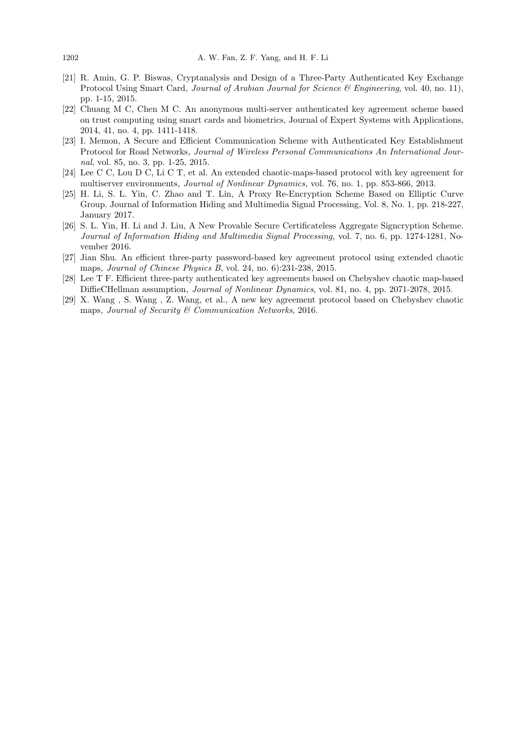[21] R. Amin, G. P. Biswas, Cryptanalysis and Design of a Three-Party Authenticated Key Exchange Protocol Using Smart Card, *Journal of Arabian Journal for Science & Engineering*, vol. 40, no. 11), pp. 1-15, 2015.

[22] Chuang M C, Chen M C. An anonymous multi-server authenticated key agreement scheme based on trust computing using smart cards and biometrics, Journal of Expert Systems with Applications, 2014, 41, no. 4, pp. 1411-1418.

[23] I. Memon, A Secure and Efficient Communication Scheme with Authenticated Key Establishment Protocol for Road Networks, *Journal of Wireless Personal Communications An International Journal*, vol. 85, no. 3, pp. 1-25, 2015.

[24] Lee C C, Lou D C, Li C T, et al. An extended chaotic-maps-based protocol with key agreement for multiserver environments, *Journal of Nonlinear Dynamics*, vol. 76, no. 1, pp. 853-866, 2013.

[25] H. Li, S. L. Yin, C. Zhao and T. Lin, A Proxy Re-Encryption Scheme Based on Elliptic Curve Group. Journal of Information Hiding and Multimedia Signal Processing, Vol. 8, No. 1, pp. 218-227, January 2017.

[26] S. L. Yin, H. Li and J. Liu, A New Provable Secure Certificateless Aggregate Signcryption Scheme. *Journal of Information Hiding and Multimedia Signal Processing,* vol. 7, no. 6, pp. 1274-1281, November 2016.

[27] Jian Shu. An efficient three-party password-based key agreement protocol using extended chaotic maps, *Journal of Chinese Physics B*, vol. 24, no. 6):231-238, 2015.

[28] Lee T F. Efficient three-party authenticated key agreements based on Chebyshev chaotic map-based DiffieCHellman assumption, *Journal of Nonlinear Dynamics*, vol. 81, no. 4, pp. 2071-2078, 2015.

[29] X. Wang , S. Wang , Z. Wang, et al., A new key agreement protocol based on Chebyshev chaotic maps, *Journal of Security & Communication Networks*, 2016.